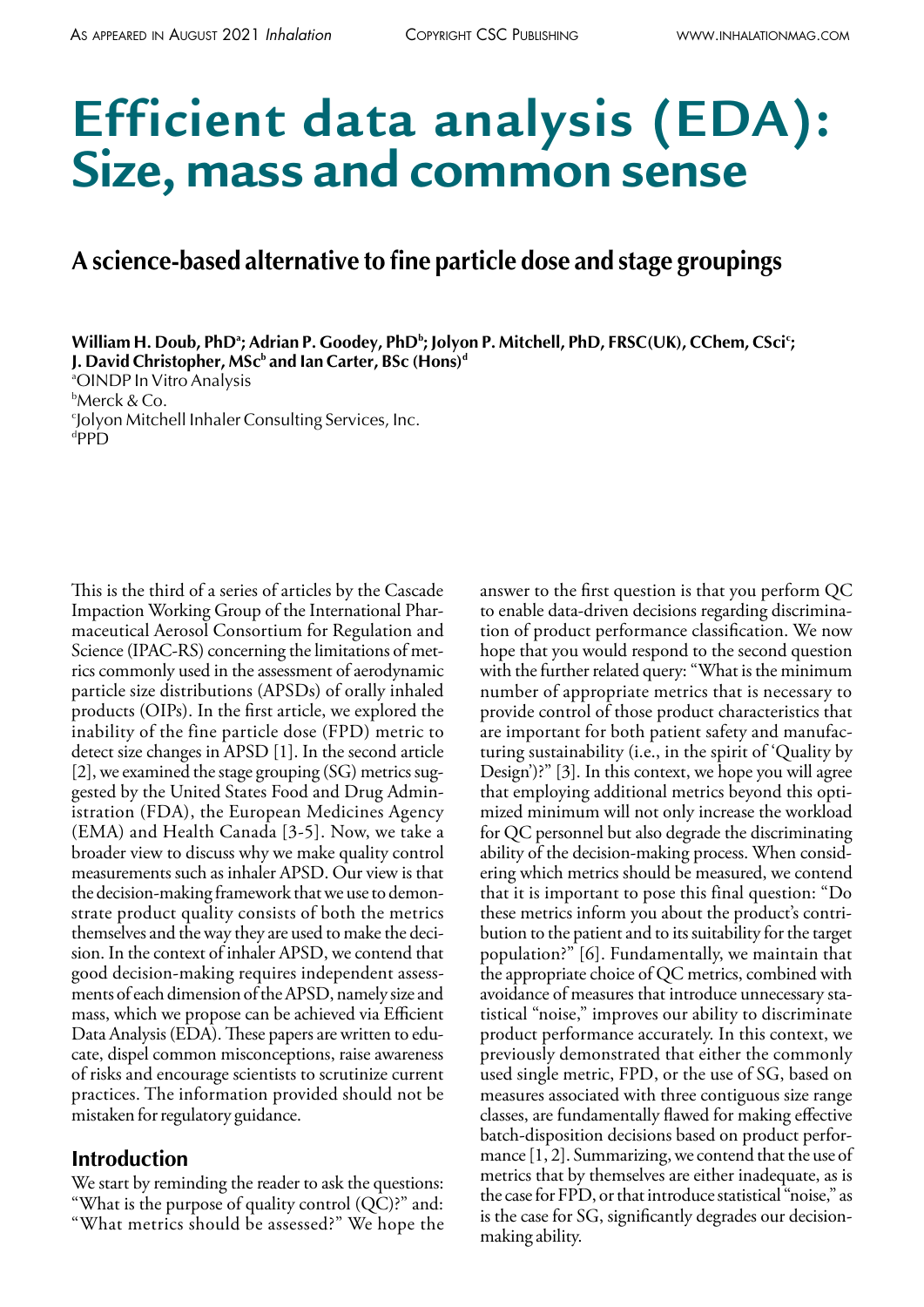# Efficient data analysis (EDA): Size, mass and common sense

## A science-based alternative to fine particle dose and stage groupings

**William H. Doub, PhD[a]; Adrian P. Goodey, PhD[b]; Jolyon P. Mitchell, PhD, FRSC(UK), CChem, CSci[c]; J. David Christopher, MSc[b] and Ian Carter, BSc (Hons)[d]**

[a]OINDP In Vitro Analysis
[b]Merck & Co.
[c]Jolyon Mitchell Inhaler Consulting Services, Inc.
[d]PPD

This is the third of a series of articles by the Cascade Impaction Working Group of the International Pharmaceutical Aerosol Consortium for Regulation and Science (IPAC-RS) concerning the limitations of metrics commonly used in the assessment of aerodynamic particle size distributions (APSDs) of orally inhaled products (OIPs). In the first article, we explored the inability of the fine particle dose (FPD) metric to detect size changes in APSD [1]. In the second article [2], we examined the stage grouping (SG) metrics suggested by the United States Food and Drug Administration (FDA), the European Medicines Agency (EMA) and Health Canada [3-5]. Now, we take a broader view to discuss why we make quality control measurements such as inhaler APSD. Our view is that the decision-making framework that we use to demonstrate product quality consists of both the metrics themselves and the way they are used to make the decision. In the context of inhaler APSD, we contend that good decision-making requires independent assessments of each dimension of the APSD, namely size and mass, which we propose can be achieved via Efficient Data Analysis (EDA). These papers are written to educate, dispel common misconceptions, raise awareness of risks and encourage scientists to scrutinize current practices. The information provided should not be mistaken for regulatory guidance.

### Introduction

We start by reminding the reader to ask the questions: "What is the purpose of quality control (QC)?" and: "What metrics should be assessed?" We hope the answer to the first question is that you perform QC to enable data-driven decisions regarding discrimination of product performance classification. We now hope that you would respond to the second question with the further related query: "What is the minimum number of appropriate metrics that is necessary to provide control of those product characteristics that are important for both patient safety and manufacturing sustainability (i.e., in the spirit of 'Quality by Design')?" [3]. In this context, we hope you will agree that employing additional metrics beyond this optimized minimum will not only increase the workload for QC personnel but also degrade the discriminating ability of the decision-making process. When considering which metrics should be measured, we contend that it is important to pose this final question: "Do these metrics inform you about the product's contribution to the patient and to its suitability for the target population?" [6]. Fundamentally, we maintain that the appropriate choice of QC metrics, combined with avoidance of measures that introduce unnecessary statistical "noise," improves our ability to discriminate product performance accurately. In this context, we previously demonstrated that either the commonly used single metric, FPD, or the use of SG, based on measures associated with three contiguous size range classes, are fundamentally flawed for making effective batch-disposition decisions based on product performance [1, 2]. Summarizing, we contend that the use of metrics that by themselves are either inadequate, as is the case for FPD, or that introduce statistical "noise," as is the case for SG, significantly degrades our decision-making ability.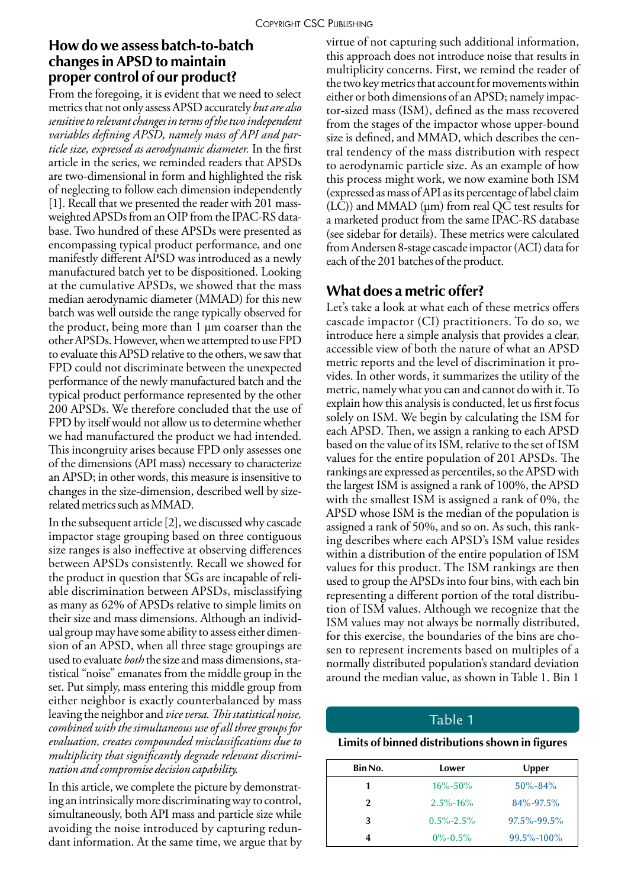## How do we assess batch-to-batch changes in APSD to maintain proper control of our product?

From the foregoing, it is evident that we need to select metrics that not only assess APSD accurately *but are also sensitive to relevant changes in terms of the two independent variables defining APSD, namely mass of API and particle size, expressed as aerodynamic diameter.* In the first article in the series, we reminded readers that APSDs are two-dimensional in form and highlighted the risk of neglecting to follow each dimension independently [1]. Recall that we presented the reader with 201 mass-weighted APSDs from an OIP from the IPAC-RS database. Two hundred of these APSDs were presented as encompassing typical product performance, and one manifestly different APSD was introduced as a newly manufactured batch yet to be dispositioned. Looking at the cumulative APSDs, we showed that the mass median aerodynamic diameter (MMAD) for this new batch was well outside the range typically observed for the product, being more than 1 µm coarser than the other APSDs. However, when we attempted to use FPD to evaluate this APSD relative to the others, we saw that FPD could not discriminate between the unexpected performance of the newly manufactured batch and the typical product performance represented by the other 200 APSDs. We therefore concluded that the use of FPD by itself would not allow us to determine whether we had manufactured the product we had intended. This incongruity arises because FPD only assesses one of the dimensions (API mass) necessary to characterize an APSD; in other words, this measure is insensitive to changes in the size-dimension, described well by size-related metrics such as MMAD.

In the subsequent article [2], we discussed why cascade impactor stage grouping based on three contiguous size ranges is also ineffective at observing differences between APSDs consistently. Recall we showed for the product in question that SGs are incapable of reliable discrimination between APSDs, misclassifying as many as 62% of APSDs relative to simple limits on their size and mass dimensions. Although an individual group may have some ability to assess either dimension of an APSD, when all three stage groupings are used to evaluate *both* the size and mass dimensions, statistical "noise" emanates from the middle group in the set. Put simply, mass entering this middle group from either neighbor is exactly counterbalanced by mass leaving the neighbor and *vice versa. This statistical noise, combined with the simultaneous use of all three groups for evaluation, creates compounded misclassifications due to multiplicity that significantly degrade relevant discrimination and compromise decision capability.*

In this article, we complete the picture by demonstrating an intrinsically more discriminating way to control, simultaneously, both API mass and particle size while avoiding the noise introduced by capturing redundant information. At the same time, we argue that by virtue of not capturing such additional information, this approach does not introduce noise that results in multiplicity concerns. First, we remind the reader of the two key metrics that account for movements within either or both dimensions of an APSD; namely impactor-sized mass (ISM), defined as the mass recovered from the stages of the impactor whose upper-bound size is defined, and MMAD, which describes the central tendency of the mass distribution with respect to aerodynamic particle size. As an example of how this process might work, we now examine both ISM (expressed as mass of API as its percentage of label claim (LC)) and MMAD (µm) from real QC test results for a marketed product from the same IPAC-RS database (see sidebar for details). These metrics were calculated from Andersen 8-stage cascade impactor (ACI) data for each of the 201 batches of the product.

## What does a metric offer?

Let's take a look at what each of these metrics offers cascade impactor (CI) practitioners. To do so, we introduce here a simple analysis that provides a clear, accessible view of both the nature of what an APSD metric reports and the level of discrimination it provides. In other words, it summarizes the utility of the metric, namely what you can and cannot do with it. To explain how this analysis is conducted, let us first focus solely on ISM. We begin by calculating the ISM for each APSD. Then, we assign a ranking to each APSD based on the value of its ISM, relative to the set of ISM values for the entire population of 201 APSDs. The rankings are expressed as percentiles, so the APSD with the largest ISM is assigned a rank of 100%, the APSD with the smallest ISM is assigned a rank of 0%, the APSD whose ISM is the median of the population is assigned a rank of 50%, and so on. As such, this ranking describes where each APSD's ISM value resides within a distribution of the entire population of ISM values for this product. The ISM rankings are then used to group the APSDs into four bins, with each bin representing a different portion of the total distribution of ISM values. Although we recognize that the ISM values may not always be normally distributed, for this exercise, the boundaries of the bins are chosen to represent increments based on multiples of a normally distributed population's standard deviation around the median value, as shown in Table 1. Bin 1

Table 1

**Limits of binned distributions shown in figures**

| Bin No. | Lower | Upper |
|---|---|---|
| 1 | 16%-50% | 50%-84% |
| 2 | 2.5%-16% | 84%-97.5% |
| 3 | 0.5%-2.5% | 97.5%-99.5% |
| 4 | 0%-0.5% | 99.5%-100% |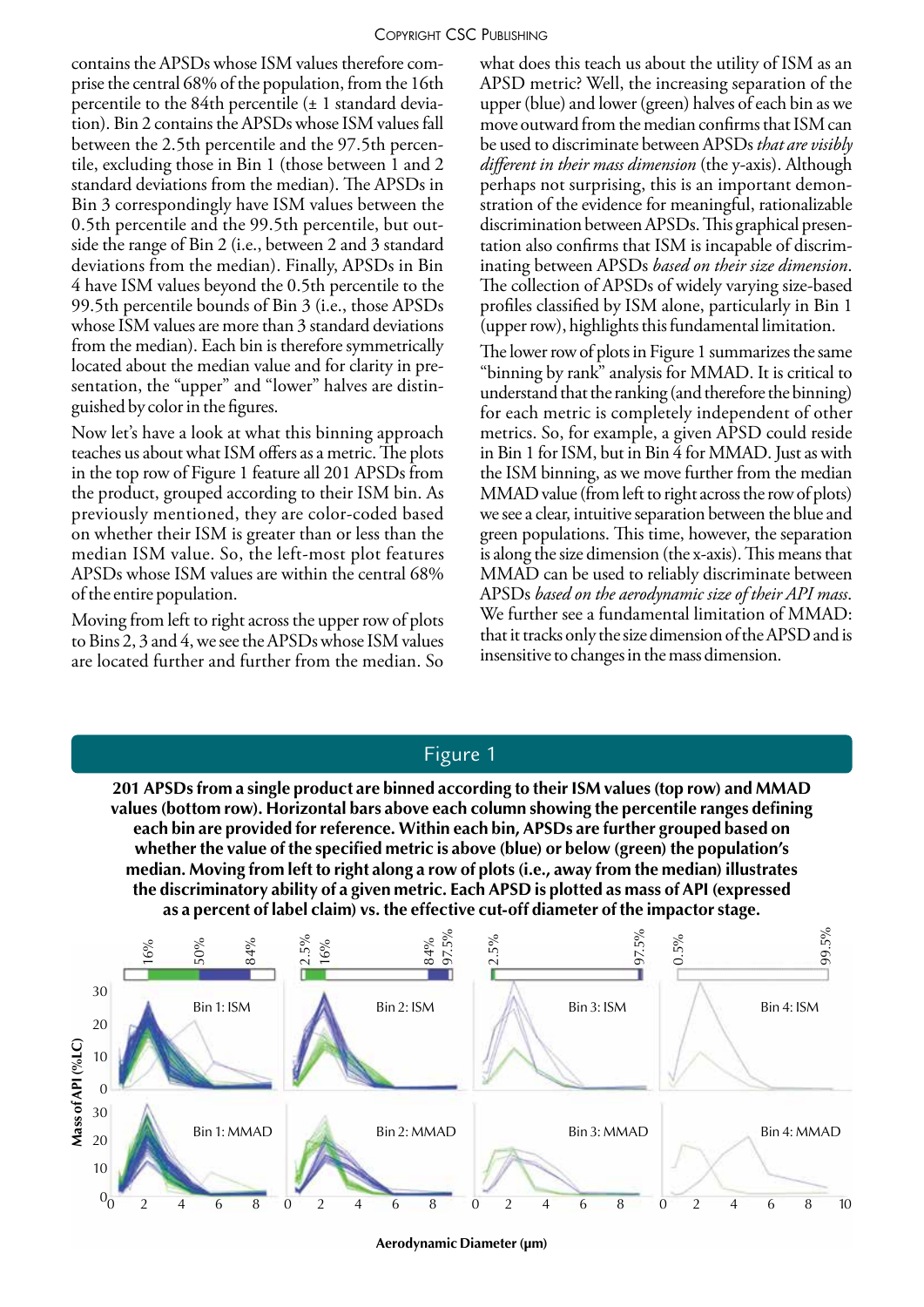contains the APSDs whose ISM values therefore comprise the central 68% of the population, from the 16th percentile to the 84th percentile (± 1 standard deviation). Bin 2 contains the APSDs whose ISM values fall between the 2.5th percentile and the 97.5th percentile, excluding those in Bin 1 (those between 1 and 2 standard deviations from the median). The APSDs in Bin 3 correspondingly have ISM values between the 0.5th percentile and the 99.5th percentile, but outside the range of Bin 2 (i.e., between 2 and 3 standard deviations from the median). Finally, APSDs in Bin 4 have ISM values beyond the 0.5th percentile to the 99.5th percentile bounds of Bin 3 (i.e., those APSDs whose ISM values are more than 3 standard deviations from the median). Each bin is therefore symmetrically located about the median value and for clarity in presentation, the "upper" and "lower" halves are distinguished by color in the figures.

Now let's have a look at what this binning approach teaches us about what ISM offers as a metric. The plots in the top row of Figure 1 feature all 201 APSDs from the product, grouped according to their ISM bin. As previously mentioned, they are color-coded based on whether their ISM is greater than or less than the median ISM value. So, the left-most plot features APSDs whose ISM values are within the central 68% of the entire population.

Moving from left to right across the upper row of plots to Bins 2, 3 and 4, we see the APSDs whose ISM values are located further and further from the median. So what does this teach us about the utility of ISM as an APSD metric? Well, the increasing separation of the upper (blue) and lower (green) halves of each bin as we move outward from the median confirms that ISM can be used to discriminate between APSDs *that are visibly different in their mass dimension* (the y-axis). Although perhaps not surprising, this is an important demonstration of the evidence for meaningful, rationalizable discrimination between APSDs. This graphical presentation also confirms that ISM is incapable of discriminating between APSDs *based on their size dimension*. The collection of APSDs of widely varying size-based profiles classified by ISM alone, particularly in Bin 1 (upper row), highlights this fundamental limitation.

The lower row of plots in Figure 1 summarizes the same "binning by rank" analysis for MMAD. It is critical to understand that the ranking (and therefore the binning) for each metric is completely independent of other metrics. So, for example, a given APSD could reside in Bin 1 for ISM, but in Bin 4 for MMAD. Just as with the ISM binning, as we move further from the median MMAD value (from left to right across the row of plots) we see a clear, intuitive separation between the blue and green populations. This time, however, the separation is along the size dimension (the x-axis). This means that MMAD can be used to reliably discriminate between APSDs *based on the aerodynamic size of their API mass*. We further see a fundamental limitation of MMAD: that it tracks only the size dimension of the APSD and is insensitive to changes in the mass dimension.

## Figure 1

**201 APSDs from a single product are binned according to their ISM values (top row) and MMAD values (bottom row). Horizontal bars above each column showing the percentile ranges defining each bin are provided for reference. Within each bin, APSDs are further grouped based on whether the value of the specified metric is above (blue) or below (green) the population's median. Moving from left to right along a row of plots (i.e., away from the median) illustrates the discriminatory ability of a given metric. Each APSD is plotted as mass of API (expressed as a percent of label claim) vs. the effective cut-off diameter of the impactor stage.**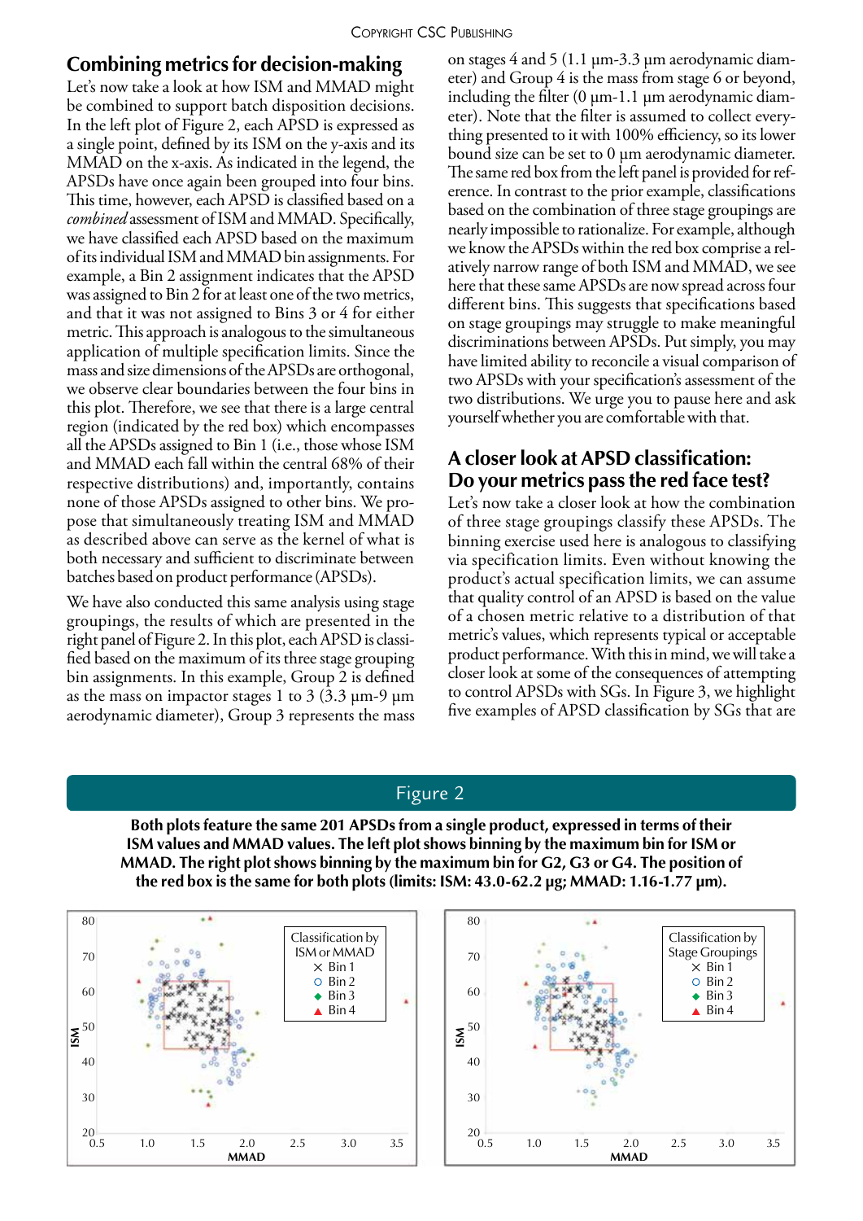## Combining metrics for decision-making

Let's now take a look at how ISM and MMAD might be combined to support batch disposition decisions. In the left plot of Figure 2, each APSD is expressed as a single point, defined by its ISM on the y-axis and its MMAD on the x-axis. As indicated in the legend, the APSDs have once again been grouped into four bins. This time, however, each APSD is classified based on a *combined* assessment of ISM and MMAD. Specifically, we have classified each APSD based on the maximum of its individual ISM and MMAD bin assignments. For example, a Bin 2 assignment indicates that the APSD was assigned to Bin 2 for at least one of the two metrics, and that it was not assigned to Bins 3 or 4 for either metric. This approach is analogous to the simultaneous application of multiple specification limits. Since the mass and size dimensions of the APSDs are orthogonal, we observe clear boundaries between the four bins in this plot. Therefore, we see that there is a large central region (indicated by the red box) which encompasses all the APSDs assigned to Bin 1 (i.e., those whose ISM and MMAD each fall within the central 68% of their respective distributions) and, importantly, contains none of those APSDs assigned to other bins. We propose that simultaneously treating ISM and MMAD as described above can serve as the kernel of what is both necessary and sufficient to discriminate between batches based on product performance (APSDs).

We have also conducted this same analysis using stage groupings, the results of which are presented in the right panel of Figure 2. In this plot, each APSD is classified based on the maximum of its three stage grouping bin assignments. In this example, Group 2 is defined as the mass on impactor stages 1 to 3 (3.3 µm-9 µm aerodynamic diameter), Group 3 represents the mass on stages 4 and 5 (1.1 µm-3.3 µm aerodynamic diameter) and Group 4 is the mass from stage 6 or beyond, including the filter (0 µm-1.1 µm aerodynamic diameter). Note that the filter is assumed to collect everything presented to it with 100% efficiency, so its lower bound size can be set to 0 µm aerodynamic diameter. The same red box from the left panel is provided for reference. In contrast to the prior example, classifications based on the combination of three stage groupings are nearly impossible to rationalize. For example, although we know the APSDs within the red box comprise a relatively narrow range of both ISM and MMAD, we see here that these same APSDs are now spread across four different bins. This suggests that specifications based on stage groupings may struggle to make meaningful discriminations between APSDs. Put simply, you may have limited ability to reconcile a visual comparison of two APSDs with your specification's assessment of the two distributions. We urge you to pause here and ask yourself whether you are comfortable with that.

## A closer look at APSD classification: Do your metrics pass the red face test?

Let's now take a closer look at how the combination of three stage groupings classify these APSDs. The binning exercise used here is analogous to classifying via specification limits. Even without knowing the product's actual specification limits, we can assume that quality control of an APSD is based on the value of a chosen metric relative to a distribution of that metric's values, which represents typical or acceptable product performance. With this in mind, we will take a closer look at some of the consequences of attempting to control APSDs with SGs. In Figure 3, we highlight five examples of APSD classification by SGs that are

**Figure 2**

**Both plots feature the same 201 APSDs from a single product, expressed in terms of their ISM values and MMAD values. The left plot shows binning by the maximum bin for ISM or MMAD. The right plot shows binning by the maximum bin for G2, G3 or G4. The position of the red box is the same for both plots (limits: ISM: 43.0-62.2 µg; MMAD: 1.16-1.77 µm).**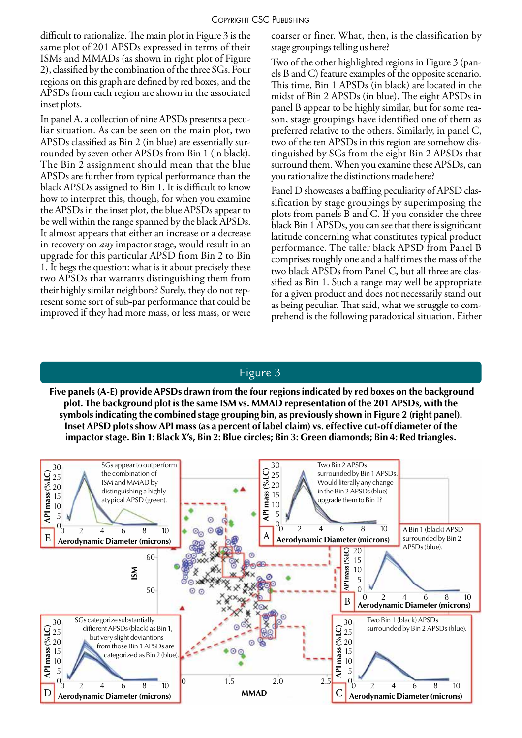difficult to rationalize. The main plot in Figure 3 is the same plot of 201 APSDs expressed in terms of their ISMs and MMADs (as shown in right plot of Figure 2), classified by the combination of the three SGs. Four regions on this graph are defined by red boxes, and the APSDs from each region are shown in the associated inset plots.

In panel A, a collection of nine APSDs presents a peculiar situation. As can be seen on the main plot, two APSDs classified as Bin 2 (in blue) are essentially surrounded by seven other APSDs from Bin 1 (in black). The Bin 2 assignment should mean that the blue APSDs are further from typical performance than the black APSDs assigned to Bin 1. It is difficult to know how to interpret this, though, for when you examine the APSDs in the inset plot, the blue APSDs appear to be well within the range spanned by the black APSDs. It almost appears that either an increase or a decrease in recovery on *any* impactor stage, would result in an upgrade for this particular APSD from Bin 2 to Bin 1. It begs the question: what is it about precisely these two APSDs that warrants distinguishing them from their highly similar neighbors? Surely, they do not represent some sort of sub-par performance that could be improved if they had more mass, or less mass, or were coarser or finer. What, then, is the classification by stage groupings telling us here?

Two of the other highlighted regions in Figure 3 (panels B and C) feature examples of the opposite scenario. This time, Bin 1 APSDs (in black) are located in the midst of Bin 2 APSDs (in blue). The eight APSDs in panel B appear to be highly similar, but for some reason, stage groupings have identified one of them as preferred relative to the others. Similarly, in panel C, two of the ten APSDs in this region are somehow distinguished by SGs from the eight Bin 2 APSDs that surround them. When you examine these APSDs, can you rationalize the distinctions made here?

Panel D showcases a baffling peculiarity of APSD classification by stage groupings by superimposing the plots from panels B and C. If you consider the three black Bin 1 APSDs, you can see that there is significant latitude concerning what constitutes typical product performance. The taller black APSD from Panel B comprises roughly one and a half times the mass of the two black APSDs from Panel C, but all three are classified as Bin 1. Such a range may well be appropriate for a given product and does not necessarily stand out as being peculiar. That said, what we struggle to comprehend is the following paradoxical situation. Either

## Figure 3

**Five panels (A-E) provide APSDs drawn from the four regions indicated by red boxes on the background plot. The background plot is the same ISM vs. MMAD representation of the 201 APSDs, with the symbols indicating the combined stage grouping bin, as previously shown in Figure 2 (right panel). Inset APSD plots show API mass (as a percent of label claim) vs. effective cut-off diameter of the impactor stage. Bin 1: Black X's, Bin 2: Blue circles; Bin 3: Green diamonds; Bin 4: Red triangles.**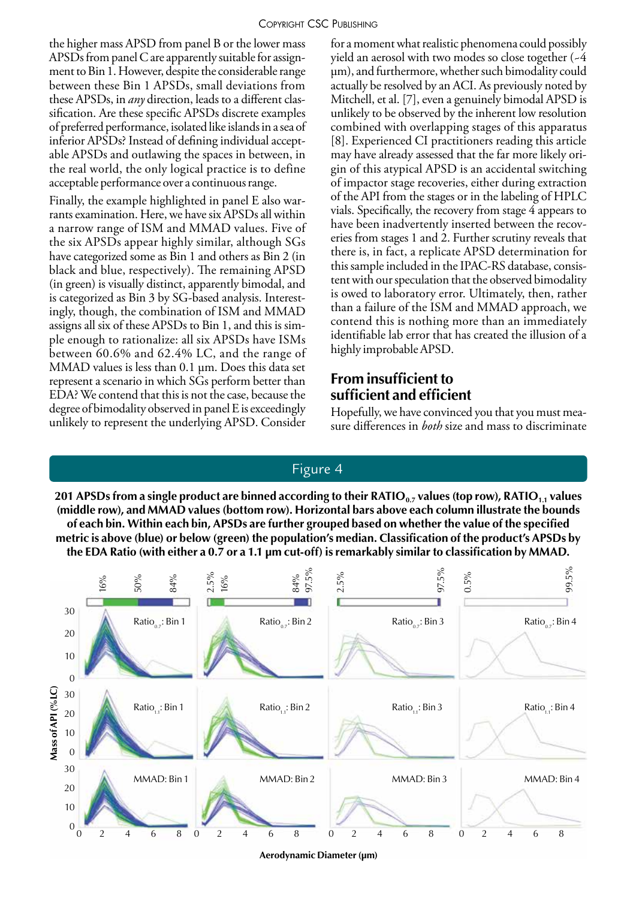the higher mass APSD from panel B or the lower mass APSDs from panel C are apparently suitable for assignment to Bin 1. However, despite the considerable range between these Bin 1 APSDs, small deviations from these APSDs, in *any* direction, leads to a different classification. Are these specific APSDs discrete examples of preferred performance, isolated like islands in a sea of inferior APSDs? Instead of defining individual acceptable APSDs and outlawing the spaces in between, in the real world, the only logical practice is to define acceptable performance over a continuous range.

Finally, the example highlighted in panel E also warrants examination. Here, we have six APSDs all within a narrow range of ISM and MMAD values. Five of the six APSDs appear highly similar, although SGs have categorized some as Bin 1 and others as Bin 2 (in black and blue, respectively). The remaining APSD (in green) is visually distinct, apparently bimodal, and is categorized as Bin 3 by SG-based analysis. Interestingly, though, the combination of ISM and MMAD assigns all six of these APSDs to Bin 1, and this is simple enough to rationalize: all six APSDs have ISMs between 60.6% and 62.4% LC, and the range of MMAD values is less than 0.1 µm. Does this data set represent a scenario in which SGs perform better than EDA? We contend that this is not the case, because the degree of bimodality observed in panel E is exceedingly unlikely to represent the underlying APSD. Consider for a moment what realistic phenomena could possibly yield an aerosol with two modes so close together (~4 µm), and furthermore, whether such bimodality could actually be resolved by an ACI. As previously noted by Mitchell, et al. [7], even a genuinely bimodal APSD is unlikely to be observed by the inherent low resolution combined with overlapping stages of this apparatus [8]. Experienced CI practitioners reading this article may have already assessed that the far more likely origin of this atypical APSD is an accidental switching of impactor stage recoveries, either during extraction of the API from the stages or in the labeling of HPLC vials. Specifically, the recovery from stage 4 appears to have been inadvertently inserted between the recoveries from stages 1 and 2. Further scrutiny reveals that there is, in fact, a replicate APSD determination for this sample included in the IPAC-RS database, consistent with our speculation that the observed bimodality is owed to laboratory error. Ultimately, then, rather than a failure of the ISM and MMAD approach, we contend this is nothing more than an immediately identifiable lab error that has created the illusion of a highly improbable APSD.

## From insufficient to sufficient and efficient

Hopefully, we have convinced you that you must measure differences in *both* size and mass to discriminate

## Figure 4

**201 APSDs from a single product are binned according to their $RATIO_{0.7}$ values (top row), $RATIO_{1.1}$ values (middle row), and MMAD values (bottom row). Horizontal bars above each column illustrate the bounds of each bin. Within each bin, APSDs are further grouped based on whether the value of the specified metric is above (blue) or below (green) the population's median. Classification of the product's APSDs by the EDA Ratio (with either a 0.7 or a 1.1 µm cut-off) is remarkably similar to classification by MMAD.**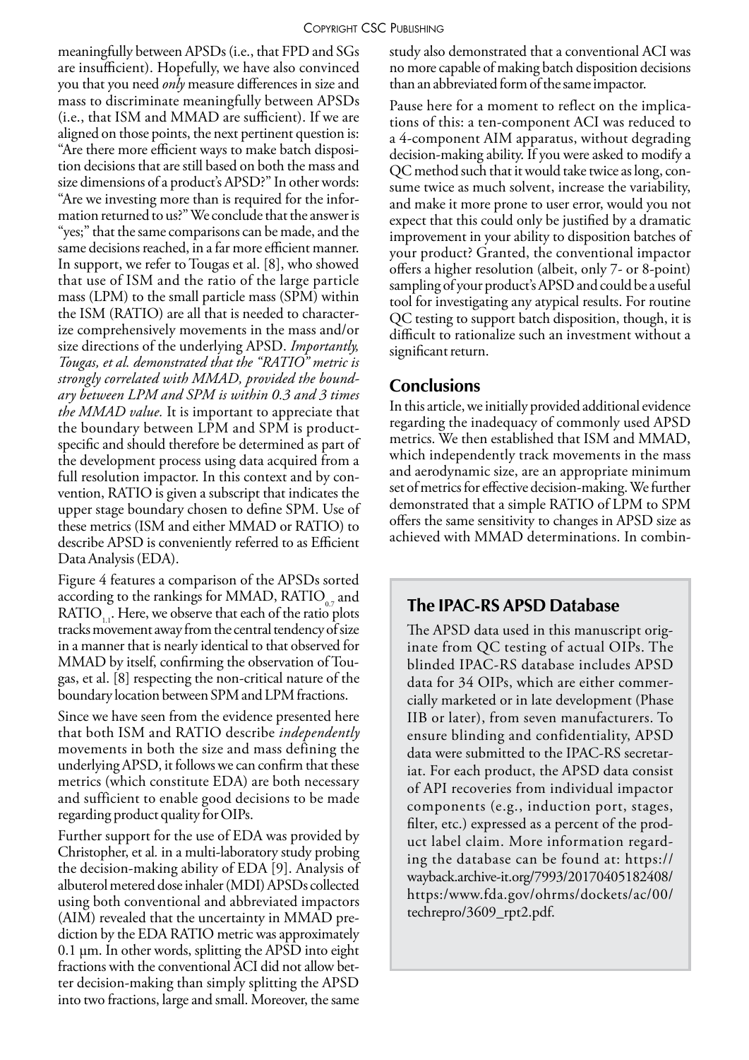meaningfully between APSDs (i.e., that FPD and SGs are insufficient). Hopefully, we have also convinced you that you need *only* measure differences in size and mass to discriminate meaningfully between APSDs (i.e., that ISM and MMAD are sufficient). If we are aligned on those points, the next pertinent question is: "Are there more efficient ways to make batch disposition decisions that are still based on both the mass and size dimensions of a product's APSD?" In other words: "Are we investing more than is required for the information returned to us?" We conclude that the answer is "yes;" that the same comparisons can be made, and the same decisions reached, in a far more efficient manner. In support, we refer to Tougas et al. [8], who showed that use of ISM and the ratio of the large particle mass (LPM) to the small particle mass (SPM) within the ISM (RATIO) are all that is needed to characterize comprehensively movements in the mass and/or size directions of the underlying APSD. *Importantly, Tougas, et al. demonstrated that the "RATIO" metric is strongly correlated with MMAD, provided the boundary between LPM and SPM is within 0.3 and 3 times the MMAD value.* It is important to appreciate that the boundary between LPM and SPM is product-specific and should therefore be determined as part of the development process using data acquired from a full resolution impactor. In this context and by convention, RATIO is given a subscript that indicates the upper stage boundary chosen to define SPM. Use of these metrics (ISM and either MMAD or RATIO) to describe APSD is conveniently referred to as Efficient Data Analysis (EDA).

Figure 4 features a comparison of the APSDs sorted according to the rankings for MMAD, $RATIO_{0.7}$ and $RATIO_{1.1}$. Here, we observe that each of the ratio plots tracks movement away from the central tendency of size in a manner that is nearly identical to that observed for MMAD by itself, confirming the observation of Tougas, et al. [8] respecting the non-critical nature of the boundary location between SPM and LPM fractions.

Since we have seen from the evidence presented here that both ISM and RATIO describe *independently* movements in both the size and mass defining the underlying APSD, it follows we can confirm that these metrics (which constitute EDA) are both necessary and sufficient to enable good decisions to be made regarding product quality for OIPs.

Further support for the use of EDA was provided by Christopher, et al. in a multi-laboratory study probing the decision-making ability of EDA [9]. Analysis of albuterol metered dose inhaler (MDI) APSDs collected using both conventional and abbreviated impactors (AIM) revealed that the uncertainty in MMAD prediction by the EDA RATIO metric was approximately 0.1 µm. In other words, splitting the APSD into eight fractions with the conventional ACI did not allow better decision-making than simply splitting the APSD into two fractions, large and small. Moreover, the same study also demonstrated that a conventional ACI was no more capable of making batch disposition decisions than an abbreviated form of the same impactor.

Pause here for a moment to reflect on the implications of this: a ten-component ACI was reduced to a 4-component AIM apparatus, without degrading decision-making ability. If you were asked to modify a QC method such that it would take twice as long, consume twice as much solvent, increase the variability, and make it more prone to user error, would you not expect that this could only be justified by a dramatic improvement in your ability to disposition batches of your product? Granted, the conventional impactor offers a higher resolution (albeit, only 7- or 8-point) sampling of your product's APSD and could be a useful tool for investigating any atypical results. For routine QC testing to support batch disposition, though, it is difficult to rationalize such an investment without a significant return.

## Conclusions

In this article, we initially provided additional evidence regarding the inadequacy of commonly used APSD metrics. We then established that ISM and MMAD, which independently track movements in the mass and aerodynamic size, are an appropriate minimum set of metrics for effective decision-making. We further demonstrated that a simple RATIO of LPM to SPM offers the same sensitivity to changes in APSD size as achieved with MMAD determinations. In combin-

### The IPAC-RS APSD Database

The APSD data used in this manuscript originate from QC testing of actual OIPs. The blinded IPAC-RS database includes APSD data for 34 OIPs, which are either commercially marketed or in late development (Phase IIB or later), from seven manufacturers. To ensure blinding and confidentiality, APSD data were submitted to the IPAC-RS secretariat. For each product, the APSD data consist of API recoveries from individual impactor components (e.g., induction port, stages, filter, etc.) expressed as a percent of the product label claim. More information regarding the database can be found at: https://wayback.archive-it.org/7993/20170405182408/https:/www.fda.gov/ohrms/dockets/ac/00/techrepro/3609_rpt2.pdf.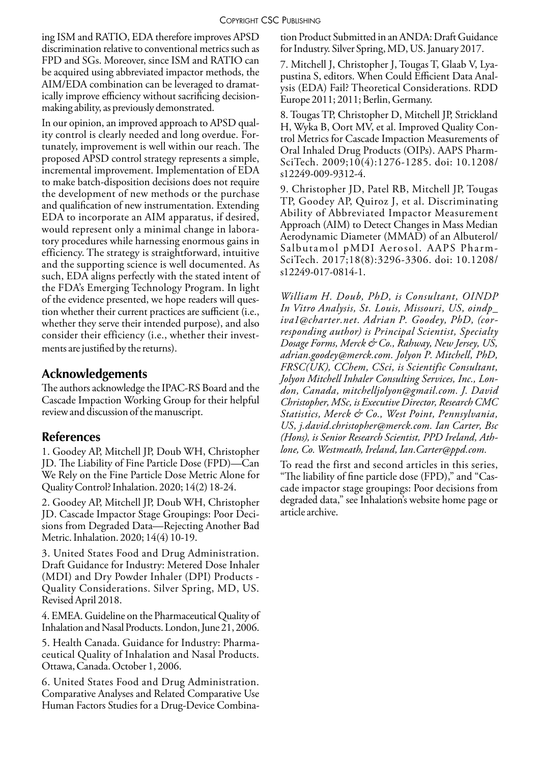ing ISM and RATIO, EDA therefore improves APSD discrimination relative to conventional metrics such as FPD and SGs. Moreover, since ISM and RATIO can be acquired using abbreviated impactor methods, the AIM/EDA combination can be leveraged to dramatically improve efficiency without sacrificing decision-making ability, as previously demonstrated.

In our opinion, an improved approach to APSD quality control is clearly needed and long overdue. Fortunately, improvement is well within our reach. The proposed APSD control strategy represents a simple, incremental improvement. Implementation of EDA to make batch-disposition decisions does not require the development of new methods or the purchase and qualification of new instrumentation. Extending EDA to incorporate an AIM apparatus, if desired, would represent only a minimal change in laboratory procedures while harnessing enormous gains in efficiency. The strategy is straightforward, intuitive and the supporting science is well documented. As such, EDA aligns perfectly with the stated intent of the FDA's Emerging Technology Program. In light of the evidence presented, we hope readers will question whether their current practices are sufficient (i.e., whether they serve their intended purpose), and also consider their efficiency (i.e., whether their investments are justified by the returns).

## Acknowledgements

The authors acknowledge the IPAC-RS Board and the Cascade Impaction Working Group for their helpful review and discussion of the manuscript.

## References

1. Goodey AP, Mitchell JP, Doub WH, Christopher JD. The Liability of Fine Particle Dose (FPD)—Can We Rely on the Fine Particle Dose Metric Alone for Quality Control? Inhalation. 2020; 14(2) 18-24.

2. Goodey AP, Mitchell JP, Doub WH, Christopher JD. Cascade Impactor Stage Groupings: Poor Decisions from Degraded Data—Rejecting Another Bad Metric. Inhalation. 2020; 14(4) 10-19.

3. United States Food and Drug Administration. Draft Guidance for Industry: Metered Dose Inhaler (MDI) and Dry Powder Inhaler (DPI) Products - Quality Considerations. Silver Spring, MD, US. Revised April 2018.

4. EMEA. Guideline on the Pharmaceutical Quality of Inhalation and Nasal Products. London, June 21, 2006.

5. Health Canada. Guidance for Industry: Pharmaceutical Quality of Inhalation and Nasal Products. Ottawa, Canada. October 1, 2006.

6. United States Food and Drug Administration. Comparative Analyses and Related Comparative Use Human Factors Studies for a Drug-Device Combination Product Submitted in an ANDA: Draft Guidance for Industry. Silver Spring, MD, US. January 2017.

7. Mitchell J, Christopher J, Tougas T, Glaab V, Lyapustina S, editors. When Could Efficient Data Analysis (EDA) Fail? Theoretical Considerations. RDD Europe 2011; 2011; Berlin, Germany.

8. Tougas TP, Christopher D, Mitchell JP, Strickland H, Wyka B, Oort MV, et al. Improved Quality Control Metrics for Cascade Impaction Measurements of Oral Inhaled Drug Products (OIPs). AAPS PharmSciTech. 2009;10(4):1276-1285. doi: 10.1208/s12249-009-9312-4.

9. Christopher JD, Patel RB, Mitchell JP, Tougas TP, Goodey AP, Quiroz J, et al. Discriminating Ability of Abbreviated Impactor Measurement Approach (AIM) to Detect Changes in Mass Median Aerodynamic Diameter (MMAD) of an Albuterol/Salbutamol pMDI Aerosol. AAPS PharmSciTech. 2017;18(8):3296-3306. doi: 10.1208/s12249-017-0814-1.

*William H. Doub, PhD, is Consultant, OINDP In Vitro Analysis, St. Louis, Missouri, US, oindp_iva1@charter.net. Adrian P. Goodey, PhD, (corresponding author) is Principal Scientist, Specialty Dosage Forms, Merck & Co., Rahway, New Jersey, US, adrian.goodey@merck.com. Jolyon P. Mitchell, PhD, FRSC(UK), CChem, CSci, is Scientific Consultant, Jolyon Mitchell Inhaler Consulting Services, Inc., London, Canada, mitchelljolyon@gmail.com. J. David Christopher, MSc, is Executive Director, Research CMC Statistics, Merck & Co., West Point, Pennsylvania, US, j.david.christopher@merck.com. Ian Carter, Bsc (Hons), is Senior Research Scientist, PPD Ireland, Athlone, Co. Westmeath, Ireland, Ian.Carter@ppd.com.*

To read the first and second articles in this series, "The liability of fine particle dose (FPD)," and "Cascade impactor stage groupings: Poor decisions from degraded data," see Inhalation's website home page or article archive.